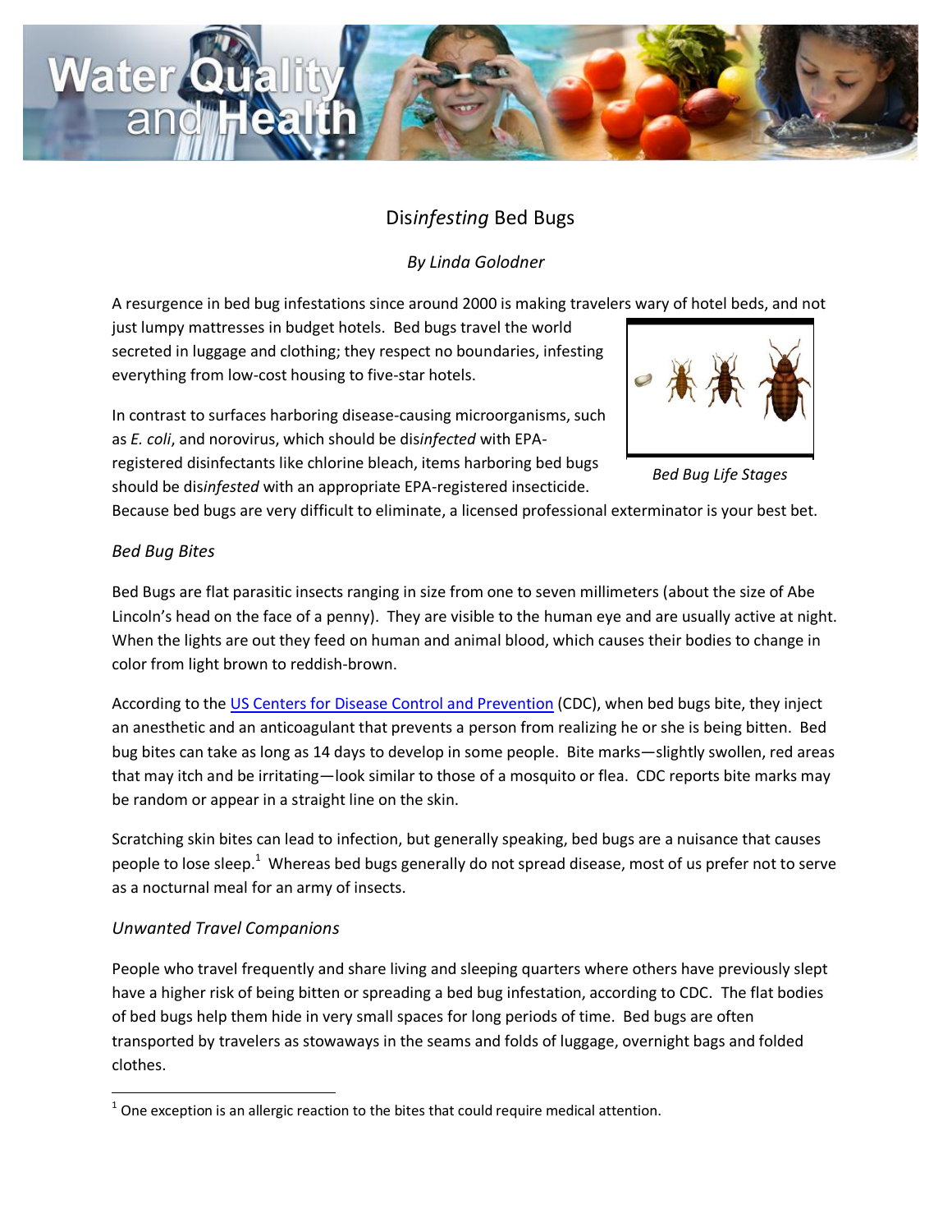# Dis*infesting* Bed Bugs

*By Linda Golodner*

A resurgence in bed bug infestations since around 2000 is making travelers wary of hotel beds, and not just lumpy mattresses in budget hotels. Bed bugs travel the world secreted in luggage and clothing; they respect no boundaries, infesting everything from low-cost housing to five-star hotels.

In contrast to surfaces harboring disease-causing microorganisms, such as *E. coli*, and norovirus, which should be dis*infected* with EPA-registered disinfectants like chlorine bleach, items harboring bed bugs should be dis*infested* with an appropriate EPA-registered insecticide. Because bed bugs are very difficult to eliminate, a licensed professional exterminator is your best bet.

*Bed Bug Life Stages*

## *Bed Bug Bites*

Bed Bugs are flat parasitic insects ranging in size from one to seven millimeters (about the size of Abe Lincoln's head on the face of a penny). They are visible to the human eye and are usually active at night. When the lights are out they feed on human and animal blood, which causes their bodies to change in color from light brown to reddish-brown.

According to the US Centers for Disease Control and Prevention (CDC), when bed bugs bite, they inject an anesthetic and an anticoagulant that prevents a person from realizing he or she is being bitten. Bed bug bites can take as long as 14 days to develop in some people. Bite marks—slightly swollen, red areas that may itch and be irritating—look similar to those of a mosquito or flea. CDC reports bite marks may be random or appear in a straight line on the skin.

Scratching skin bites can lead to infection, but generally speaking, bed bugs are a nuisance that causes people to lose sleep.[1] Whereas bed bugs generally do not spread disease, most of us prefer not to serve as a nocturnal meal for an army of insects.

## *Unwanted Travel Companions*

People who travel frequently and share living and sleeping quarters where others have previously slept have a higher risk of being bitten or spreading a bed bug infestation, according to CDC. The flat bodies of bed bugs help them hide in very small spaces for long periods of time. Bed bugs are often transported by travelers as stowaways in the seams and folds of luggage, overnight bags and folded clothes.

---

[1] One exception is an allergic reaction to the bites that could require medical attention.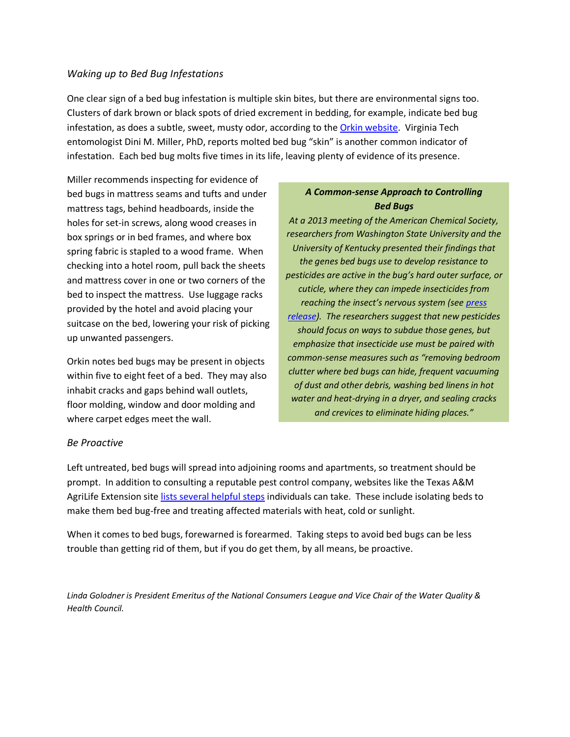*Waking up to Bed Bug Infestations*

One clear sign of a bed bug infestation is multiple skin bites, but there are environmental signs too. Clusters of dark brown or black spots of dried excrement in bedding, for example, indicate bed bug infestation, as does a subtle, sweet, musty odor, according to the [Orkin website](). Virginia Tech entomologist Dini M. Miller, PhD, reports molted bed bug "skin" is another common indicator of infestation. Each bed bug molts five times in its life, leaving plenty of evidence of its presence.

Miller recommends inspecting for evidence of bed bugs in mattress seams and tufts and under mattress tags, behind headboards, inside the holes for set-in screws, along wood creases in box springs or in bed frames, and where box spring fabric is stapled to a wood frame. When checking into a hotel room, pull back the sheets and mattress cover in one or two corners of the bed to inspect the mattress. Use luggage racks provided by the hotel and avoid placing your suitcase on the bed, lowering your risk of picking up unwanted passengers.

Orkin notes bed bugs may be present in objects within five to eight feet of a bed. They may also inhabit cracks and gaps behind wall outlets, floor molding, window and door molding and where carpet edges meet the wall.

> ***A Common-sense Approach to Controlling Bed Bugs***
>
> *At a 2013 meeting of the American Chemical Society, researchers from Washington State University and the University of Kentucky presented their findings that the genes bed bugs use to develop resistance to pesticides are active in the bug's hard outer surface, or cuticle, where they can impede insecticides from reaching the insect's nervous system (see [press release]()). The researchers suggest that new pesticides should focus on ways to subdue those genes, but emphasize that insecticide use must be paired with common-sense measures such as "removing bedroom clutter where bed bugs can hide, frequent vacuuming of dust and other debris, washing bed linens in hot water and heat-drying in a dryer, and sealing cracks and crevices to eliminate hiding places."*

*Be Proactive*

Left untreated, bed bugs will spread into adjoining rooms and apartments, so treatment should be prompt. In addition to consulting a reputable pest control company, websites like the Texas A&M AgriLife Extension site [lists several helpful steps]() individuals can take. These include isolating beds to make them bed bug-free and treating affected materials with heat, cold or sunlight.

When it comes to bed bugs, forewarned is forearmed. Taking steps to avoid bed bugs can be less trouble than getting rid of them, but if you do get them, by all means, be proactive.

*Linda Golodner is President Emeritus of the National Consumers League and Vice Chair of the Water Quality & Health Council.*